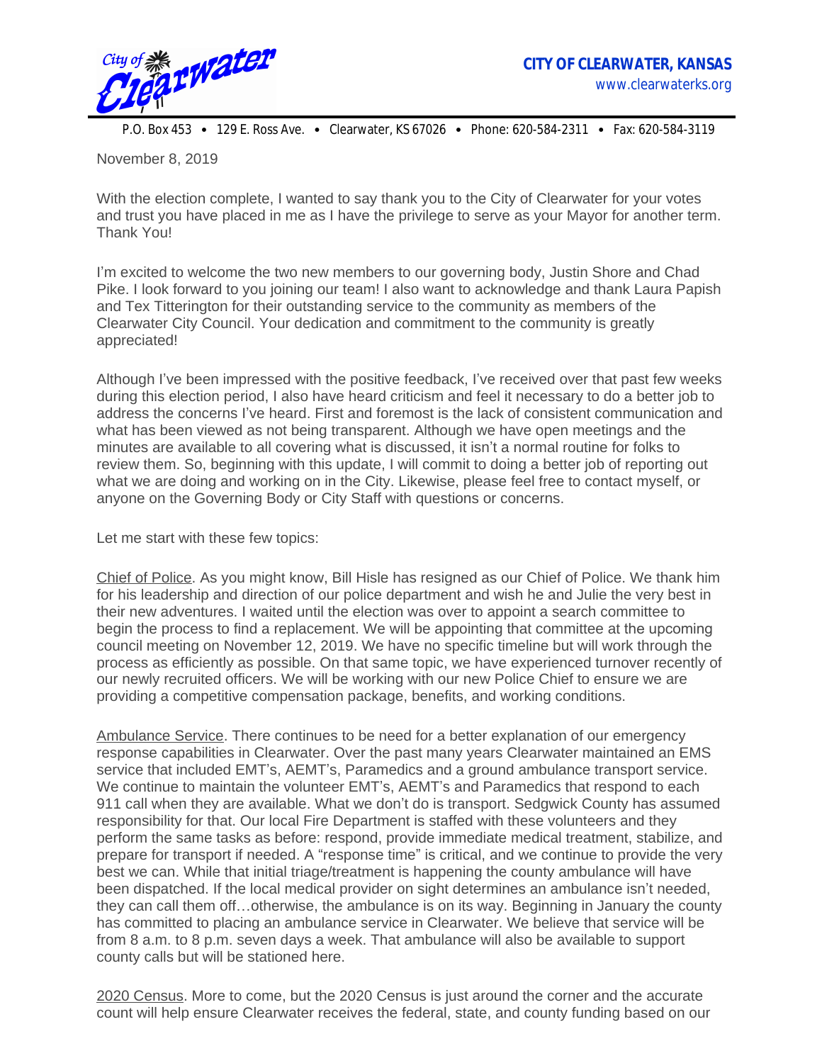**CITY OF CLEARWATER, KANSAS**
www.clearwaterks.org

P.O. Box 453 • 129 E. Ross Ave. • Clearwater, KS 67026 • Phone: 620-584-2311 • Fax: 620-584-3119

November 8, 2019

With the election complete, I wanted to say thank you to the City of Clearwater for your votes and trust you have placed in me as I have the privilege to serve as your Mayor for another term. Thank You!

I'm excited to welcome the two new members to our governing body, Justin Shore and Chad Pike. I look forward to you joining our team! I also want to acknowledge and thank Laura Papish and Tex Titterington for their outstanding service to the community as members of the Clearwater City Council. Your dedication and commitment to the community is greatly appreciated!

Although I've been impressed with the positive feedback, I've received over that past few weeks during this election period, I also have heard criticism and feel it necessary to do a better job to address the concerns I've heard. First and foremost is the lack of consistent communication and what has been viewed as not being transparent. Although we have open meetings and the minutes are available to all covering what is discussed, it isn't a normal routine for folks to review them. So, beginning with this update, I will commit to doing a better job of reporting out what we are doing and working on in the City. Likewise, please feel free to contact myself, or anyone on the Governing Body or City Staff with questions or concerns.

Let me start with these few topics:

<u>Chief of Police</u>. As you might know, Bill Hisle has resigned as our Chief of Police. We thank him for his leadership and direction of our police department and wish he and Julie the very best in their new adventures. I waited until the election was over to appoint a search committee to begin the process to find a replacement. We will be appointing that committee at the upcoming council meeting on November 12, 2019. We have no specific timeline but will work through the process as efficiently as possible. On that same topic, we have experienced turnover recently of our newly recruited officers. We will be working with our new Police Chief to ensure we are providing a competitive compensation package, benefits, and working conditions.

<u>Ambulance Service</u>. There continues to be need for a better explanation of our emergency response capabilities in Clearwater. Over the past many years Clearwater maintained an EMS service that included EMT's, AEMT's, Paramedics and a ground ambulance transport service. We continue to maintain the volunteer EMT's, AEMT's and Paramedics that respond to each 911 call when they are available. What we don't do is transport. Sedgwick County has assumed responsibility for that. Our local Fire Department is staffed with these volunteers and they perform the same tasks as before: respond, provide immediate medical treatment, stabilize, and prepare for transport if needed. A "response time" is critical, and we continue to provide the very best we can. While that initial triage/treatment is happening the county ambulance will have been dispatched. If the local medical provider on sight determines an ambulance isn't needed, they can call them off…otherwise, the ambulance is on its way. Beginning in January the county has committed to placing an ambulance service in Clearwater. We believe that service will be from 8 a.m. to 8 p.m. seven days a week. That ambulance will also be available to support county calls but will be stationed here.

<u>2020 Census</u>. More to come, but the 2020 Census is just around the corner and the accurate count will help ensure Clearwater receives the federal, state, and county funding based on our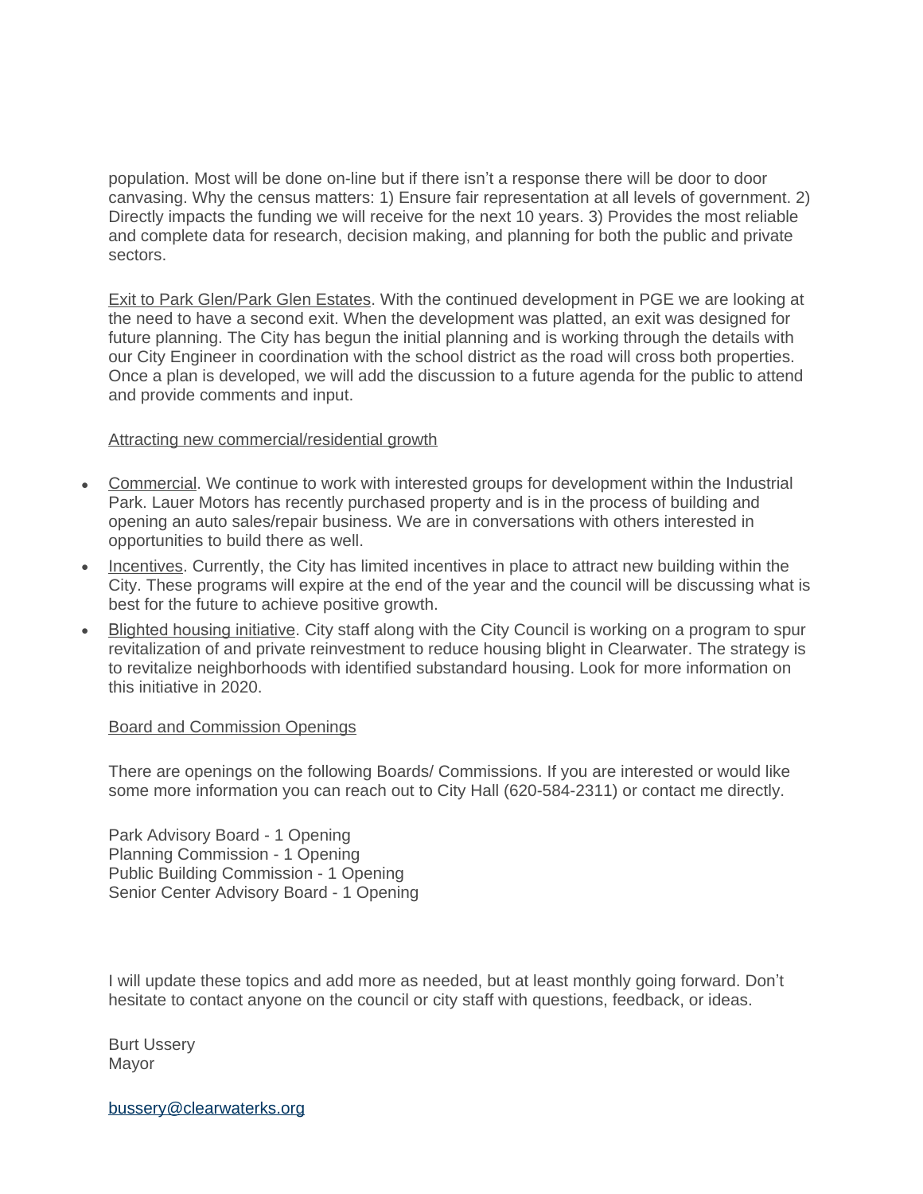population. Most will be done on-line but if there isn't a response there will be door to door canvasing. Why the census matters: 1) Ensure fair representation at all levels of government. 2) Directly impacts the funding we will receive for the next 10 years. 3) Provides the most reliable and complete data for research, decision making, and planning for both the public and private sectors.

Exit to Park Glen/Park Glen Estates. With the continued development in PGE we are looking at the need to have a second exit. When the development was platted, an exit was designed for future planning. The City has begun the initial planning and is working through the details with our City Engineer in coordination with the school district as the road will cross both properties. Once a plan is developed, we will add the discussion to a future agenda for the public to attend and provide comments and input.

Attracting new commercial/residential growth

- Commercial. We continue to work with interested groups for development within the Industrial Park. Lauer Motors has recently purchased property and is in the process of building and opening an auto sales/repair business. We are in conversations with others interested in opportunities to build there as well.
- Incentives. Currently, the City has limited incentives in place to attract new building within the City. These programs will expire at the end of the year and the council will be discussing what is best for the future to achieve positive growth.
- Blighted housing initiative. City staff along with the City Council is working on a program to spur revitalization of and private reinvestment to reduce housing blight in Clearwater. The strategy is to revitalize neighborhoods with identified substandard housing. Look for more information on this initiative in 2020.

Board and Commission Openings

There are openings on the following Boards/ Commissions. If you are interested or would like some more information you can reach out to City Hall (620-584-2311) or contact me directly.

Park Advisory Board - 1 Opening
Planning Commission - 1 Opening
Public Building Commission - 1 Opening
Senior Center Advisory Board - 1 Opening

I will update these topics and add more as needed, but at least monthly going forward. Don't hesitate to contact anyone on the council or city staff with questions, feedback, or ideas.

Burt Ussery
Mayor

bussery@clearwaterks.org